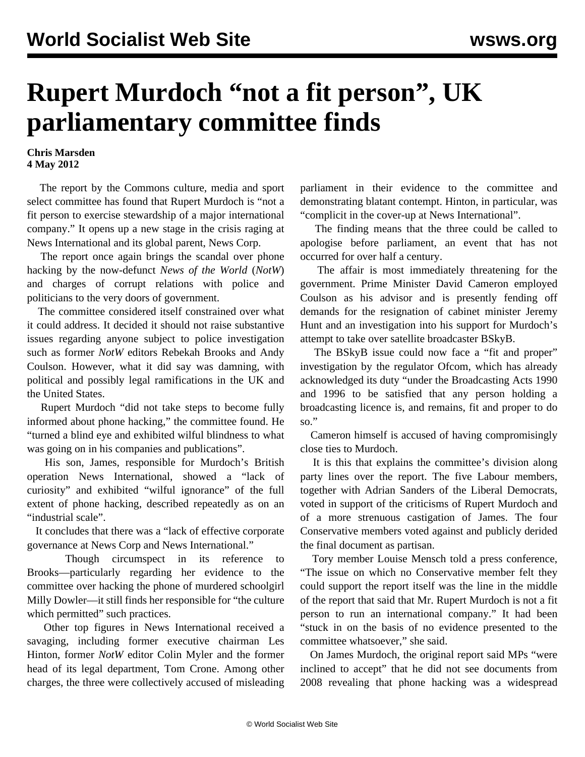# Rupert Murdoch "not a fit person", UK parliamentary committee finds

**Chris Marsden**
**4 May 2012**

The report by the Commons culture, media and sport select committee has found that Rupert Murdoch is "not a fit person to exercise stewardship of a major international company." It opens up a new stage in the crisis raging at News International and its global parent, News Corp.

The report once again brings the scandal over phone hacking by the now-defunct *News of the World* (*NotW*) and charges of corrupt relations with police and politicians to the very doors of government.

The committee considered itself constrained over what it could address. It decided it should not raise substantive issues regarding anyone subject to police investigation such as former *NotW* editors Rebekah Brooks and Andy Coulson. However, what it did say was damning, with political and possibly legal ramifications in the UK and the United States.

Rupert Murdoch "did not take steps to become fully informed about phone hacking," the committee found. He "turned a blind eye and exhibited wilful blindness to what was going on in his companies and publications".

His son, James, responsible for Murdoch's British operation News International, showed a "lack of curiosity" and exhibited "wilful ignorance" of the full extent of phone hacking, described repeatedly as on an "industrial scale".

It concludes that there was a "lack of effective corporate governance at News Corp and News International."

Though circumspect in its reference to Brooks—particularly regarding her evidence to the committee over hacking the phone of murdered schoolgirl Milly Dowler—it still finds her responsible for "the culture which permitted" such practices.

Other top figures in News International received a savaging, including former executive chairman Les Hinton, former *NotW* editor Colin Myler and the former head of its legal department, Tom Crone. Among other charges, the three were collectively accused of misleading parliament in their evidence to the committee and demonstrating blatant contempt. Hinton, in particular, was "complicit in the cover-up at News International".

The finding means that the three could be called to apologise before parliament, an event that has not occurred for over half a century.

The affair is most immediately threatening for the government. Prime Minister David Cameron employed Coulson as his advisor and is presently fending off demands for the resignation of cabinet minister Jeremy Hunt and an investigation into his support for Murdoch's attempt to take over satellite broadcaster BSkyB.

The BSkyB issue could now face a "fit and proper" investigation by the regulator Ofcom, which has already acknowledged its duty "under the Broadcasting Acts 1990 and 1996 to be satisfied that any person holding a broadcasting licence is, and remains, fit and proper to do so."

Cameron himself is accused of having compromisingly close ties to Murdoch.

It is this that explains the committee's division along party lines over the report. The five Labour members, together with Adrian Sanders of the Liberal Democrats, voted in support of the criticisms of Rupert Murdoch and of a more strenuous castigation of James. The four Conservative members voted against and publicly derided the final document as partisan.

Tory member Louise Mensch told a press conference, "The issue on which no Conservative member felt they could support the report itself was the line in the middle of the report that said that Mr. Rupert Murdoch is not a fit person to run an international company." It had been "stuck in on the basis of no evidence presented to the committee whatsoever," she said.

On James Murdoch, the original report said MPs "were inclined to accept" that he did not see documents from 2008 revealing that phone hacking was a widespread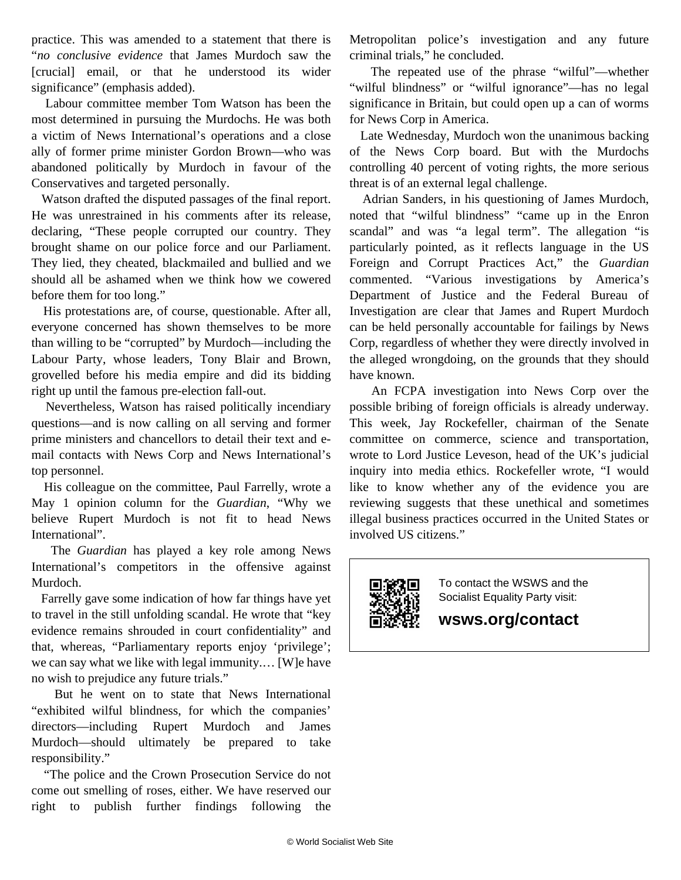practice. This was amended to a statement that there is "*no conclusive evidence* that James Murdoch saw the [crucial] email, or that he understood its wider significance" (emphasis added).

Labour committee member Tom Watson has been the most determined in pursuing the Murdochs. He was both a victim of News International's operations and a close ally of former prime minister Gordon Brown—who was abandoned politically by Murdoch in favour of the Conservatives and targeted personally.

Watson drafted the disputed passages of the final report. He was unrestrained in his comments after its release, declaring, "These people corrupted our country. They brought shame on our police force and our Parliament. They lied, they cheated, blackmailed and bullied and we should all be ashamed when we think how we cowered before them for too long."

His protestations are, of course, questionable. After all, everyone concerned has shown themselves to be more than willing to be "corrupted" by Murdoch—including the Labour Party, whose leaders, Tony Blair and Brown, grovelled before his media empire and did its bidding right up until the famous pre-election fall-out.

Nevertheless, Watson has raised politically incendiary questions—and is now calling on all serving and former prime ministers and chancellors to detail their text and e-mail contacts with News Corp and News International's top personnel.

His colleague on the committee, Paul Farrelly, wrote a May 1 opinion column for the *Guardian*, "Why we believe Rupert Murdoch is not fit to head News International".

The *Guardian* has played a key role among News International's competitors in the offensive against Murdoch.

Farrelly gave some indication of how far things have yet to travel in the still unfolding scandal. He wrote that "key evidence remains shrouded in court confidentiality" and that, whereas, "Parliamentary reports enjoy 'privilege'; we can say what we like with legal immunity.… [W]e have no wish to prejudice any future trials."

But he went on to state that News International "exhibited wilful blindness, for which the companies' directors—including Rupert Murdoch and James Murdoch—should ultimately be prepared to take responsibility."

"The police and the Crown Prosecution Service do not come out smelling of roses, either. We have reserved our right to publish further findings following the Metropolitan police's investigation and any future criminal trials," he concluded.

The repeated use of the phrase "wilful"—whether "wilful blindness" or "wilful ignorance"—has no legal significance in Britain, but could open up a can of worms for News Corp in America.

Late Wednesday, Murdoch won the unanimous backing of the News Corp board. But with the Murdochs controlling 40 percent of voting rights, the more serious threat is of an external legal challenge.

Adrian Sanders, in his questioning of James Murdoch, noted that "wilful blindness" "came up in the Enron scandal" and was "a legal term". The allegation "is particularly pointed, as it reflects language in the US Foreign and Corrupt Practices Act," the *Guardian* commented. "Various investigations by America's Department of Justice and the Federal Bureau of Investigation are clear that James and Rupert Murdoch can be held personally accountable for failings by News Corp, regardless of whether they were directly involved in the alleged wrongdoing, on the grounds that they should have known.

An FCPA investigation into News Corp over the possible bribing of foreign officials is already underway. This week, Jay Rockefeller, chairman of the Senate committee on commerce, science and transportation, wrote to Lord Justice Leveson, head of the UK's judicial inquiry into media ethics. Rockefeller wrote, "I would like to know whether any of the evidence you are reviewing suggests that these unethical and sometimes illegal business practices occurred in the United States or involved US citizens."

To contact the WSWS and the Socialist Equality Party visit:

**wsws.org/contact**